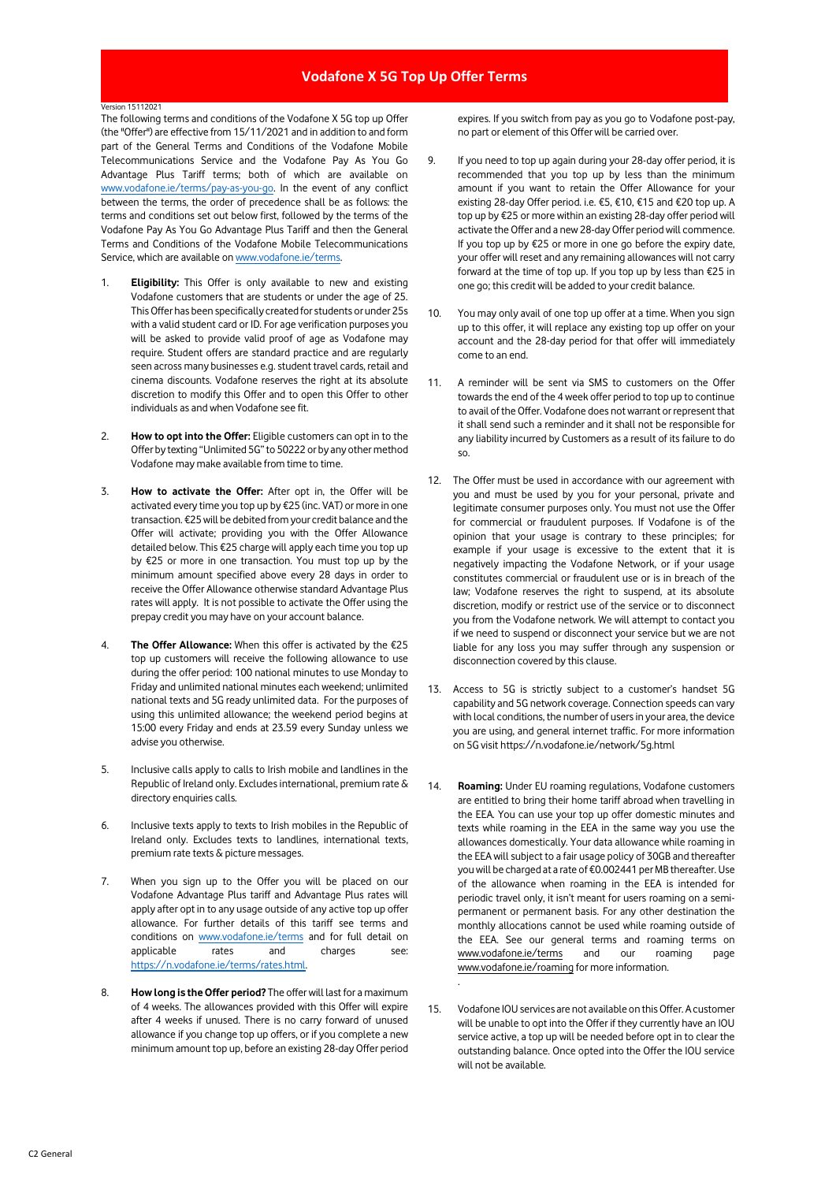# Vodafone X 5G Top Up Offer Terms

Version 15112021

The following terms and conditions of the Vodafone X 5G top up Offer (the "Offer") are effective from 15/11/2021 and in addition to and form part of the General Terms and Conditions of the Vodafone Mobile Telecommunications Service and the Vodafone Pay As You Go Advantage Plus Tariff terms; both of which are available on www.vodafone.ie/terms/pay-as-you-go. In the event of any conflict between the terms, the order of precedence shall be as follows: the terms and conditions set out below first, followed by the terms of the Vodafone Pay As You Go Advantage Plus Tariff and then the General Terms and Conditions of the Vodafone Mobile Telecommunications Service, which are available on www.vodafone.ie/terms.

1. **Eligibility:** This Offer is only available to new and existing Vodafone customers that are students or under the age of 25. This Offer has been specifically created for students or under 25s with a valid student card or ID. For age verification purposes you will be asked to provide valid proof of age as Vodafone may require. Student offers are standard practice and are regularly seen across many businesses e.g. student travel cards, retail and cinema discounts. Vodafone reserves the right at its absolute discretion to modify this Offer and to open this Offer to other individuals as and when Vodafone see fit.

2. **How to opt into the Offer:** Eligible customers can opt in to the Offer by texting "Unlimited 5G" to 50222 or by any other method Vodafone may make available from time to time.

3. **How to activate the Offer:** After opt in, the Offer will be activated every time you top up by €25 (inc. VAT) or more in one transaction. €25 will be debited from your credit balance and the Offer will activate; providing you with the Offer Allowance detailed below. This €25 charge will apply each time you top up by €25 or more in one transaction. You must top up by the minimum amount specified above every 28 days in order to receive the Offer Allowance otherwise standard Advantage Plus rates will apply. It is not possible to activate the Offer using the prepay credit you may have on your account balance.

4. **The Offer Allowance:** When this offer is activated by the €25 top up customers will receive the following allowance to use during the offer period: 100 national minutes to use Monday to Friday and unlimited national minutes each weekend; unlimited national texts and 5G ready unlimited data. For the purposes of using this unlimited allowance; the weekend period begins at 15:00 every Friday and ends at 23.59 every Sunday unless we advise you otherwise.

5. Inclusive calls apply to calls to Irish mobile and landlines in the Republic of Ireland only. Excludes international, premium rate & directory enquiries calls.

6. Inclusive texts apply to texts to Irish mobiles in the Republic of Ireland only. Excludes texts to landlines, international texts, premium rate texts & picture messages.

7. When you sign up to the Offer you will be placed on our Vodafone Advantage Plus tariff and Advantage Plus rates will apply after opt in to any usage outside of any active top up offer allowance. For further details of this tariff see terms and conditions on www.vodafone.ie/terms and for full detail on applicable rates and charges see: https://n.vodafone.ie/terms/rates.html.

8. **How long is the Offer period?** The offer will last for a maximum of 4 weeks. The allowances provided with this Offer will expire after 4 weeks if unused. There is no carry forward of unused allowance if you change top up offers, or if you complete a new minimum amount top up, before an existing 28-day Offer period expires. If you switch from pay as you go to Vodafone post-pay, no part or element of this Offer will be carried over.

9. If you need to top up again during your 28-day offer period, it is recommended that you top up by less than the minimum amount if you want to retain the Offer Allowance for your existing 28-day Offer period. i.e. €5, €10, €15 and €20 top up. A top up by €25 or more within an existing 28-day offer period will activate the Offer and a new 28-day Offer period will commence. If you top up by €25 or more in one go before the expiry date, your offer will reset and any remaining allowances will not carry forward at the time of top up. If you top up by less than €25 in one go; this credit will be added to your credit balance.

10. You may only avail of one top up offer at a time. When you sign up to this offer, it will replace any existing top up offer on your account and the 28-day period for that offer will immediately come to an end.

11. A reminder will be sent via SMS to customers on the Offer towards the end of the 4 week offer period to top up to continue to avail of the Offer. Vodafone does not warrant or represent that it shall send such a reminder and it shall not be responsible for any liability incurred by Customers as a result of its failure to do so.

12. The Offer must be used in accordance with our agreement with you and must be used by you for your personal, private and legitimate consumer purposes only. You must not use the Offer for commercial or fraudulent purposes. If Vodafone is of the opinion that your usage is contrary to these principles; for example if your usage is excessive to the extent that it is negatively impacting the Vodafone Network, or if your usage constitutes commercial or fraudulent use or is in breach of the law; Vodafone reserves the right to suspend, at its absolute discretion, modify or restrict use of the service or to disconnect you from the Vodafone network. We will attempt to contact you if we need to suspend or disconnect your service but we are not liable for any loss you may suffer through any suspension or disconnection covered by this clause.

13. Access to 5G is strictly subject to a customer's handset 5G capability and 5G network coverage. Connection speeds can vary with local conditions, the number of users in your area, the device you are using, and general internet traffic. For more information on 5G visit https://n.vodafone.ie/network/5g.html

14. **Roaming:** Under EU roaming regulations, Vodafone customers are entitled to bring their home tariff abroad when travelling in the EEA. You can use your top up offer domestic minutes and texts while roaming in the EEA in the same way you use the allowances domestically. Your data allowance while roaming in the EEA will subject to a fair usage policy of 30GB and thereafter you will be charged at a rate of €0.002441 per MB thereafter. Use of the allowance when roaming in the EEA is intended for periodic travel only, it isn't meant for users roaming on a semi-permanent or permanent basis. For any other destination the monthly allocations cannot be used while roaming outside of the EEA. See our general terms and roaming terms on www.vodafone.ie/terms and our roaming page www.vodafone.ie/roaming for more information.

15. Vodafone IOU services are not available on this Offer. A customer will be unable to opt into the Offer if they currently have an IOU service active, a top up will be needed before opt in to clear the outstanding balance. Once opted into the Offer the IOU service will not be available.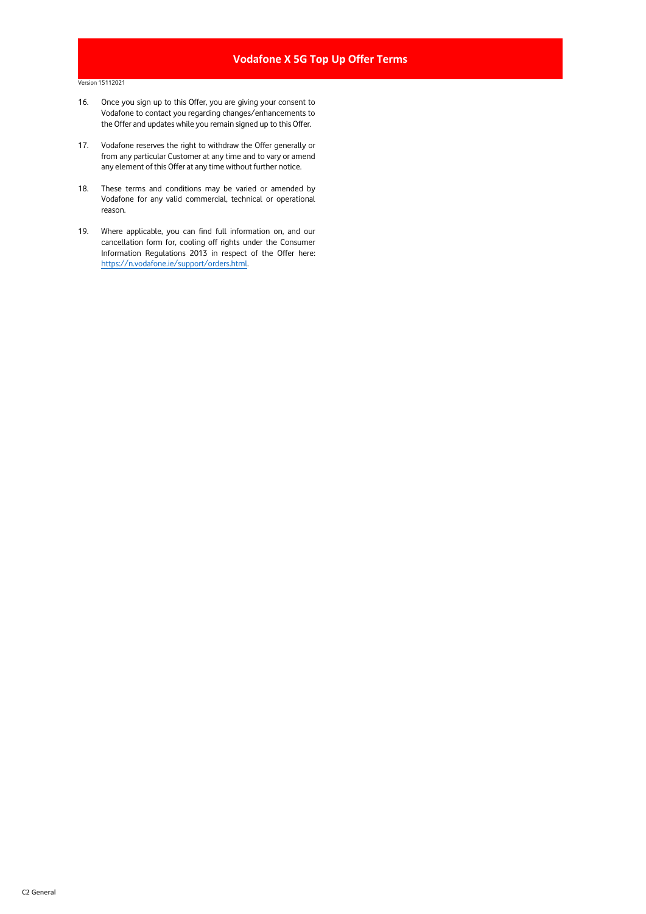16. Once you sign up to this Offer, you are giving your consent to Vodafone to contact you regarding changes/enhancements to the Offer and updates while you remain signed up to this Offer.

17. Vodafone reserves the right to withdraw the Offer generally or from any particular Customer at any time and to vary or amend any element of this Offer at any time without further notice.

18. These terms and conditions may be varied or amended by Vodafone for any valid commercial, technical or operational reason.

19. Where applicable, you can find full information on, and our cancellation form for, cooling off rights under the Consumer Information Regulations 2013 in respect of the Offer here: [https://n.vodafone.ie/support/orders.html](https://n.vodafone.ie/support/orders.html).